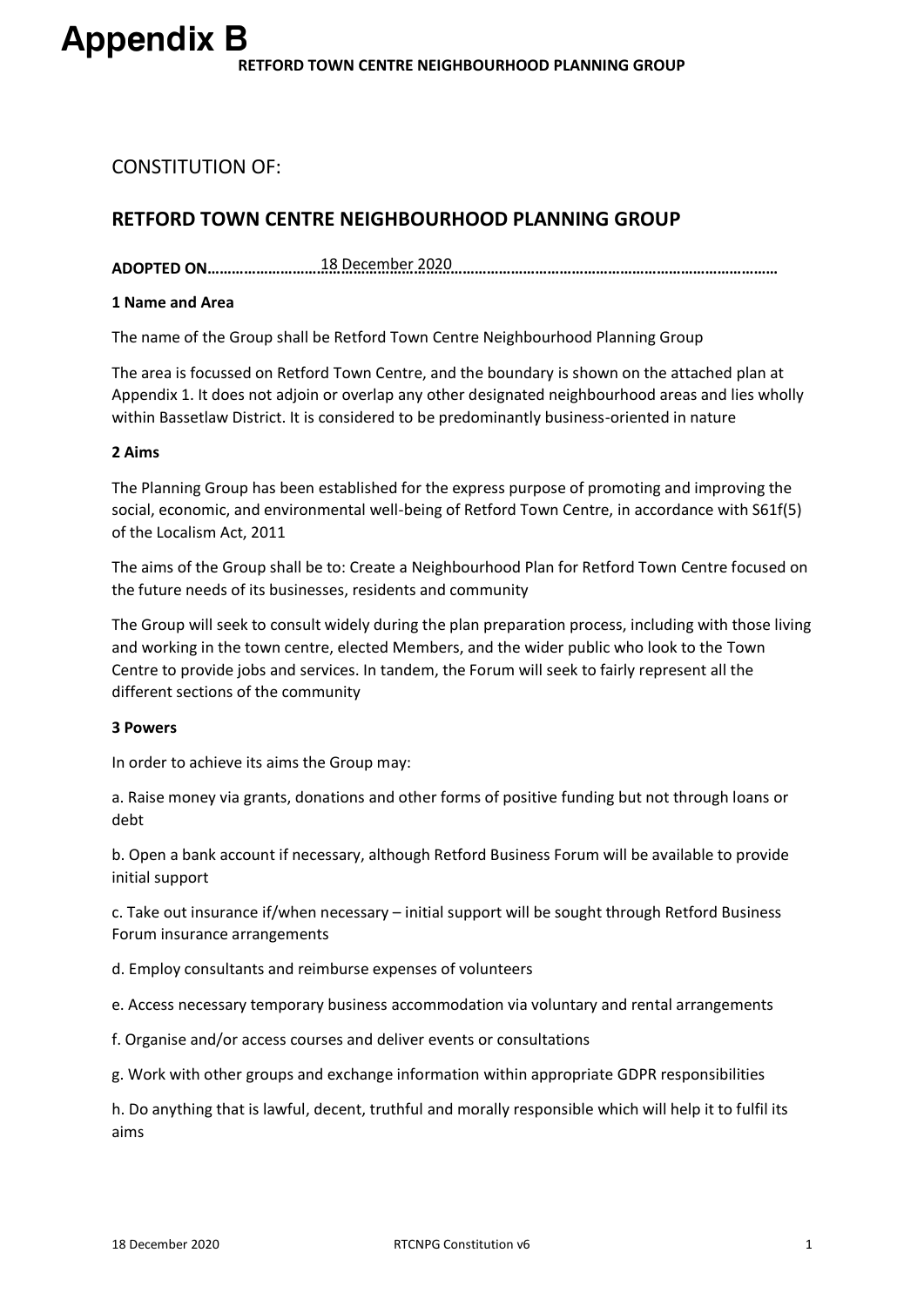# Appendix B

**RETFORD TOWN CENTRE NEIGHBOURHOOD PLANNING GROUP**

CONSTITUTION OF:

## RETFORD TOWN CENTRE NEIGHBOURHOOD PLANNING GROUP

**ADOPTED ON**……………………… 18 December 2020 ……………………………………………………………………………

**1 Name and Area**

The name of the Group shall be Retford Town Centre Neighbourhood Planning Group

The area is focussed on Retford Town Centre, and the boundary is shown on the attached plan at Appendix 1. It does not adjoin or overlap any other designated neighbourhood areas and lies wholly within Bassetlaw District. It is considered to be predominantly business-oriented in nature

**2 Aims**

The Planning Group has been established for the express purpose of promoting and improving the social, economic, and environmental well-being of Retford Town Centre, in accordance with S61f(5) of the Localism Act, 2011

The aims of the Group shall be to: Create a Neighbourhood Plan for Retford Town Centre focused on the future needs of its businesses, residents and community

The Group will seek to consult widely during the plan preparation process, including with those living and working in the town centre, elected Members, and the wider public who look to the Town Centre to provide jobs and services. In tandem, the Forum will seek to fairly represent all the different sections of the community

**3 Powers**

In order to achieve its aims the Group may:

a. Raise money via grants, donations and other forms of positive funding but not through loans or debt

b. Open a bank account if necessary, although Retford Business Forum will be available to provide initial support

c. Take out insurance if/when necessary – initial support will be sought through Retford Business Forum insurance arrangements

d. Employ consultants and reimburse expenses of volunteers

e. Access necessary temporary business accommodation via voluntary and rental arrangements

f. Organise and/or access courses and deliver events or consultations

g. Work with other groups and exchange information within appropriate GDPR responsibilities

h. Do anything that is lawful, decent, truthful and morally responsible which will help it to fulfil its aims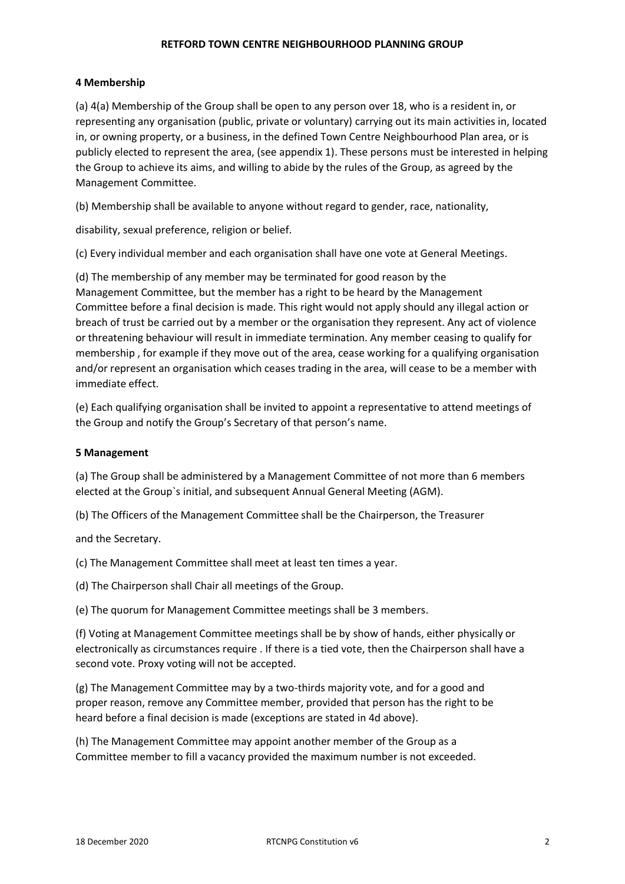### 4 Membership

(a) 4(a) Membership of the Group shall be open to any person over 18, who is a resident in, or representing any organisation (public, private or voluntary) carrying out its main activities in, located in, or owning property, or a business, in the defined Town Centre Neighbourhood Plan area, or is publicly elected to represent the area, (see appendix 1). These persons must be interested in helping the Group to achieve its aims, and willing to abide by the rules of the Group, as agreed by the Management Committee.

(b) Membership shall be available to anyone without regard to gender, race, nationality,

disability, sexual preference, religion or belief.

(c) Every individual member and each organisation shall have one vote at General Meetings.

(d) The membership of any member may be terminated for good reason by the Management Committee, but the member has a right to be heard by the Management Committee before a final decision is made. This right would not apply should any illegal action or breach of trust be carried out by a member or the organisation they represent. Any act of violence or threatening behaviour will result in immediate termination. Any member ceasing to qualify for membership , for example if they move out of the area, cease working for a qualifying organisation and/or represent an organisation which ceases trading in the area, will cease to be a member with immediate effect.

(e) Each qualifying organisation shall be invited to appoint a representative to attend meetings of the Group and notify the Group's Secretary of that person's name.

### 5 Management

(a) The Group shall be administered by a Management Committee of not more than 6 members elected at the Group`s initial, and subsequent Annual General Meeting (AGM).

(b) The Officers of the Management Committee shall be the Chairperson, the Treasurer

and the Secretary.

(c) The Management Committee shall meet at least ten times a year.

(d) The Chairperson shall Chair all meetings of the Group.

(e) The quorum for Management Committee meetings shall be 3 members.

(f) Voting at Management Committee meetings shall be by show of hands, either physically or electronically as circumstances require . If there is a tied vote, then the Chairperson shall have a second vote. Proxy voting will not be accepted.

(g) The Management Committee may by a two-thirds majority vote, and for a good and proper reason, remove any Committee member, provided that person has the right to be heard before a final decision is made (exceptions are stated in 4d above).

(h) The Management Committee may appoint another member of the Group as a Committee member to fill a vacancy provided the maximum number is not exceeded.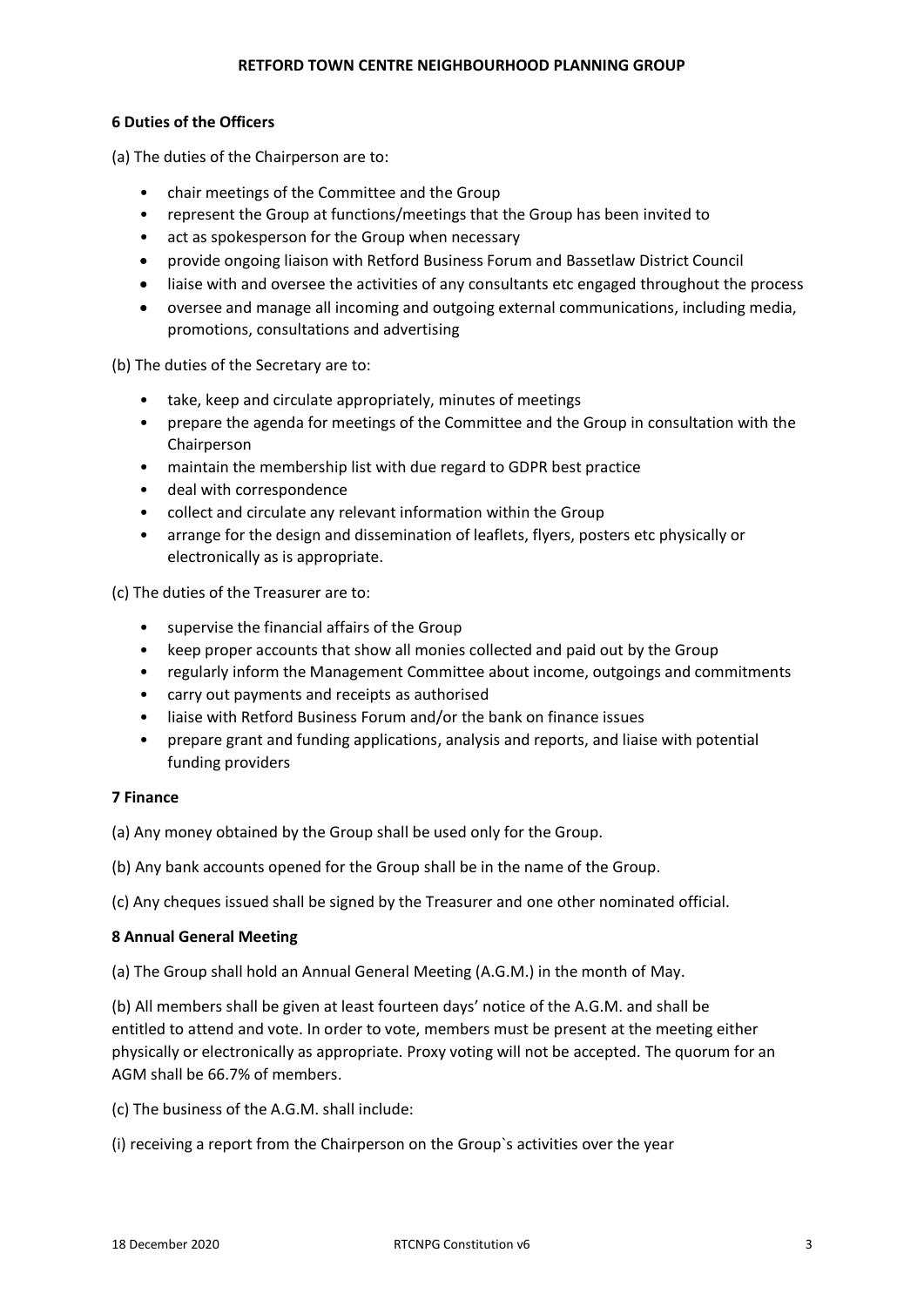### 6 Duties of the Officers

(a) The duties of the Chairperson are to:

- chair meetings of the Committee and the Group
- represent the Group at functions/meetings that the Group has been invited to
- act as spokesperson for the Group when necessary
- provide ongoing liaison with Retford Business Forum and Bassetlaw District Council
- liaise with and oversee the activities of any consultants etc engaged throughout the process
- oversee and manage all incoming and outgoing external communications, including media, promotions, consultations and advertising

(b) The duties of the Secretary are to:

- take, keep and circulate appropriately, minutes of meetings
- prepare the agenda for meetings of the Committee and the Group in consultation with the Chairperson
- maintain the membership list with due regard to GDPR best practice
- deal with correspondence
- collect and circulate any relevant information within the Group
- arrange for the design and dissemination of leaflets, flyers, posters etc physically or electronically as is appropriate.

(c) The duties of the Treasurer are to:

- supervise the financial affairs of the Group
- keep proper accounts that show all monies collected and paid out by the Group
- regularly inform the Management Committee about income, outgoings and commitments
- carry out payments and receipts as authorised
- liaise with Retford Business Forum and/or the bank on finance issues
- prepare grant and funding applications, analysis and reports, and liaise with potential funding providers

### 7 Finance

(a) Any money obtained by the Group shall be used only for the Group.

(b) Any bank accounts opened for the Group shall be in the name of the Group.

(c) Any cheques issued shall be signed by the Treasurer and one other nominated official.

### 8 Annual General Meeting

(a) The Group shall hold an Annual General Meeting (A.G.M.) in the month of May.

(b) All members shall be given at least fourteen days' notice of the A.G.M. and shall be entitled to attend and vote. In order to vote, members must be present at the meeting either physically or electronically as appropriate. Proxy voting will not be accepted. The quorum for an AGM shall be 66.7% of members.

(c) The business of the A.G.M. shall include:

(i) receiving a report from the Chairperson on the Group`s activities over the year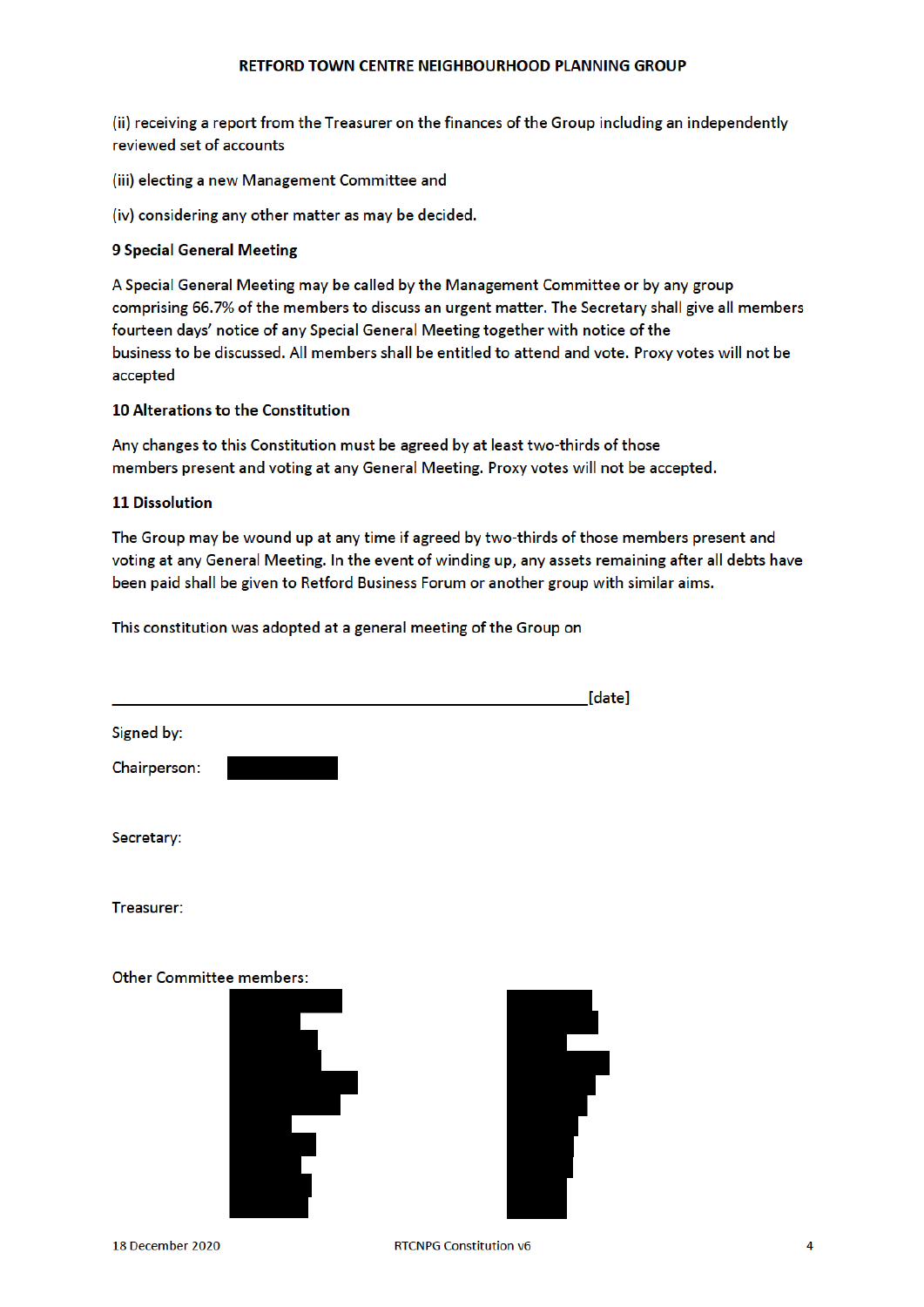(ii) receiving a report from the Treasurer on the finances of the Group including an independently reviewed set of accounts

(iii) electing a new Management Committee and

(iv) considering any other matter as may be decided.

**9 Special General Meeting**

A Special General Meeting may be called by the Management Committee or by any group comprising 66.7% of the members to discuss an urgent matter. The Secretary shall give all members fourteen days' notice of any Special General Meeting together with notice of the business to be discussed. All members shall be entitled to attend and vote. Proxy votes will not be accepted

**10 Alterations to the Constitution**

Any changes to this Constitution must be agreed by at least two-thirds of those members present and voting at any General Meeting. Proxy votes will not be accepted.

**11 Dissolution**

The Group may be wound up at any time if agreed by two-thirds of those members present and voting at any General Meeting. In the event of winding up, any assets remaining after all debts have been paid shall be given to Retford Business Forum or another group with similar aims.

This constitution was adopted at a general meeting of the Group on

_______________________________________________________[date]

Signed by:

Chairperson:

Secretary:

Treasurer:

Other Committee members: